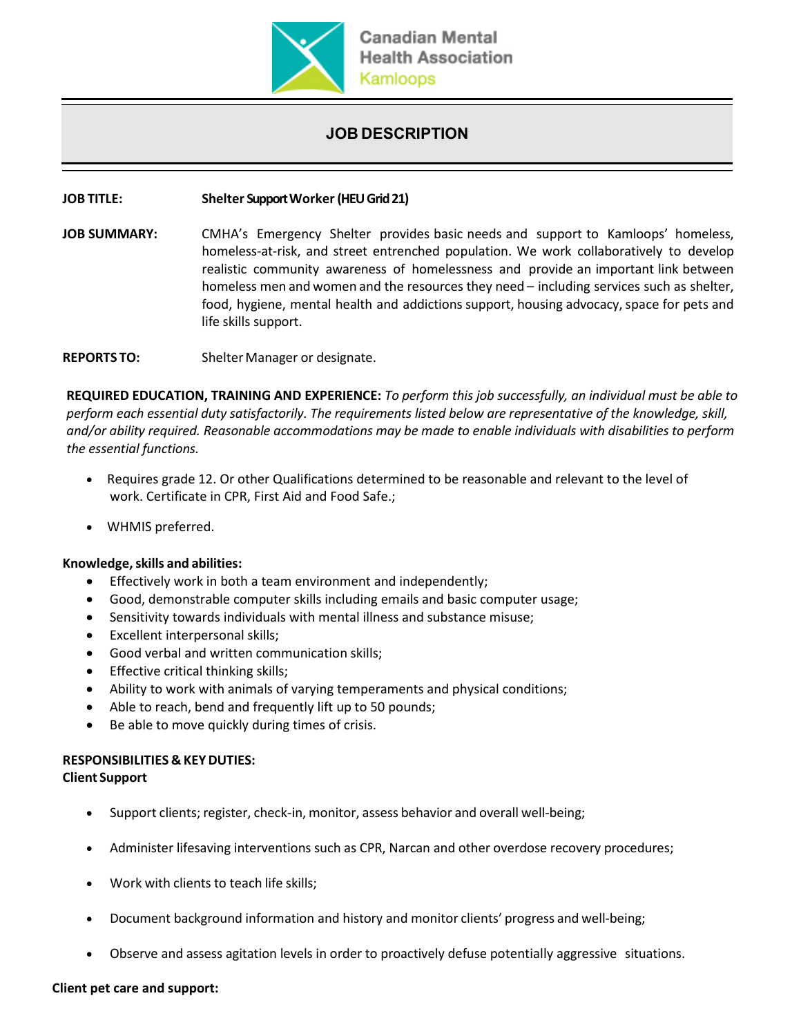Canadian Mental Health Association
Kamloops

# JOB DESCRIPTION

**JOB TITLE:** **Shelter Support Worker (HEU Grid 21)**

**JOB SUMMARY:** CMHA's Emergency Shelter provides basic needs and support to Kamloops' homeless, homeless-at-risk, and street entrenched population. We work collaboratively to develop realistic community awareness of homelessness and provide an important link between homeless men and women and the resources they need – including services such as shelter, food, hygiene, mental health and addictions support, housing advocacy, space for pets and life skills support.

**REPORTS TO:** Shelter Manager or designate.

**REQUIRED EDUCATION, TRAINING AND EXPERIENCE:** *To perform this job successfully, an individual must be able to perform each essential duty satisfactorily. The requirements listed below are representative of the knowledge, skill, and/or ability required. Reasonable accommodations may be made to enable individuals with disabilities to perform the essential functions.*

- Requires grade 12. Or other Qualifications determined to be reasonable and relevant to the level of work. Certificate in CPR, First Aid and Food Safe.;
- WHMIS preferred.

**Knowledge, skills and abilities:**

- Effectively work in both a team environment and independently;
- Good, demonstrable computer skills including emails and basic computer usage;
- Sensitivity towards individuals with mental illness and substance misuse;
- Excellent interpersonal skills;
- Good verbal and written communication skills;
- Effective critical thinking skills;
- Ability to work with animals of varying temperaments and physical conditions;
- Able to reach, bend and frequently lift up to 50 pounds;
- Be able to move quickly during times of crisis.

**RESPONSIBILITIES & KEY DUTIES:**

**Client Support**

- Support clients; register, check-in, monitor, assess behavior and overall well-being;
- Administer lifesaving interventions such as CPR, Narcan and other overdose recovery procedures;
- Work with clients to teach life skills;
- Document background information and history and monitor clients' progress and well-being;
- Observe and assess agitation levels in order to proactively defuse potentially aggressive situations.

**Client pet care and support:**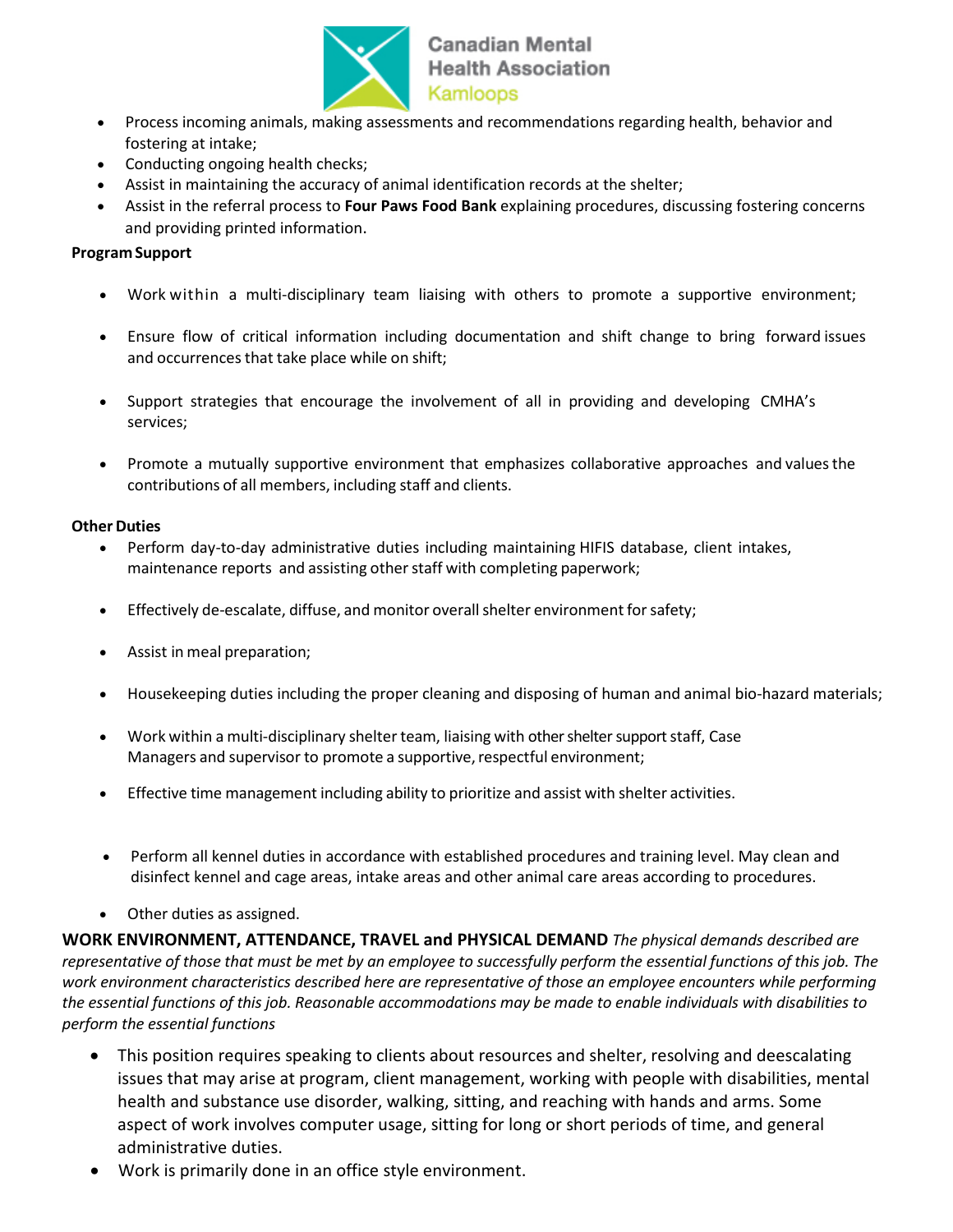- Process incoming animals, making assessments and recommendations regarding health, behavior and fostering at intake;
- Conducting ongoing health checks;
- Assist in maintaining the accuracy of animal identification records at the shelter;
- Assist in the referral process to **Four Paws Food Bank** explaining procedures, discussing fostering concerns and providing printed information.

**Program Support**

- Work within a multi-disciplinary team liaising with others to promote a supportive environment;
- Ensure flow of critical information including documentation and shift change to bring forward issues and occurrences that take place while on shift;
- Support strategies that encourage the involvement of all in providing and developing CMHA's services;
- Promote a mutually supportive environment that emphasizes collaborative approaches and values the contributions of all members, including staff and clients.

**Other Duties**

- Perform day-to-day administrative duties including maintaining HIFIS database, client intakes, maintenance reports and assisting other staff with completing paperwork;
- Effectively de-escalate, diffuse, and monitor overall shelter environment for safety;
- Assist in meal preparation;
- Housekeeping duties including the proper cleaning and disposing of human and animal bio-hazard materials;
- Work within a multi-disciplinary shelter team, liaising with other shelter support staff, Case Managers and supervisor to promote a supportive, respectful environment;
- Effective time management including ability to prioritize and assist with shelter activities.
- Perform all kennel duties in accordance with established procedures and training level. May clean and disinfect kennel and cage areas, intake areas and other animal care areas according to procedures.
- Other duties as assigned.

**WORK ENVIRONMENT, ATTENDANCE, TRAVEL and PHYSICAL DEMAND** *The physical demands described are representative of those that must be met by an employee to successfully perform the essential functions of this job. The work environment characteristics described here are representative of those an employee encounters while performing the essential functions of this job. Reasonable accommodations may be made to enable individuals with disabilities to perform the essential functions*

- This position requires speaking to clients about resources and shelter, resolving and deescalating issues that may arise at program, client management, working with people with disabilities, mental health and substance use disorder, walking, sitting, and reaching with hands and arms. Some aspect of work involves computer usage, sitting for long or short periods of time, and general administrative duties.
- Work is primarily done in an office style environment.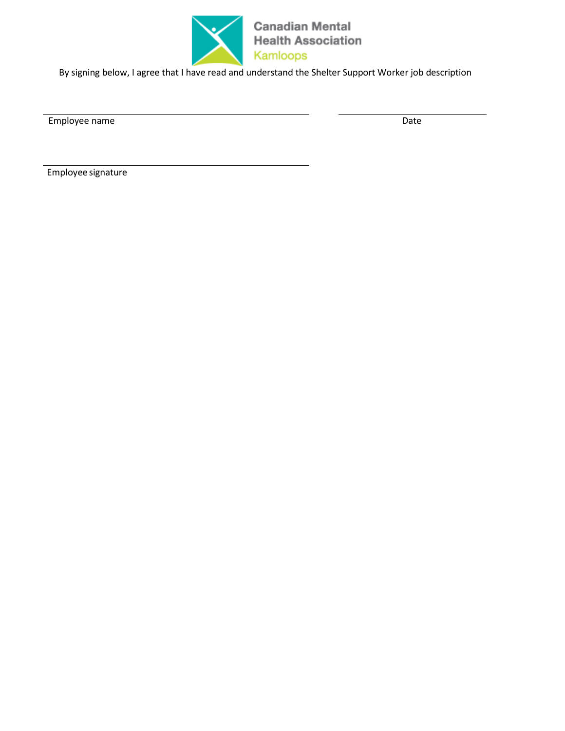Canadian Mental Health Association
Kamloops

By signing below, I agree that I have read and understand the Shelter Support Worker job description

\_\_\_\_\_\_\_\_\_\_\_\_\_\_\_\_\_\_\_\_\_\_\_\_\_\_\_\_\_\_\_\_\_\_\_\_\_\_\_\_ \_\_\_\_\_\_\_\_\_\_\_\_\_\_\_\_\_\_\_\_\_\_\_\_

Employee name Date

\_\_\_\_\_\_\_\_\_\_\_\_\_\_\_\_\_\_\_\_\_\_\_\_\_\_\_\_\_\_\_\_\_\_\_\_\_\_\_\_

Employee signature